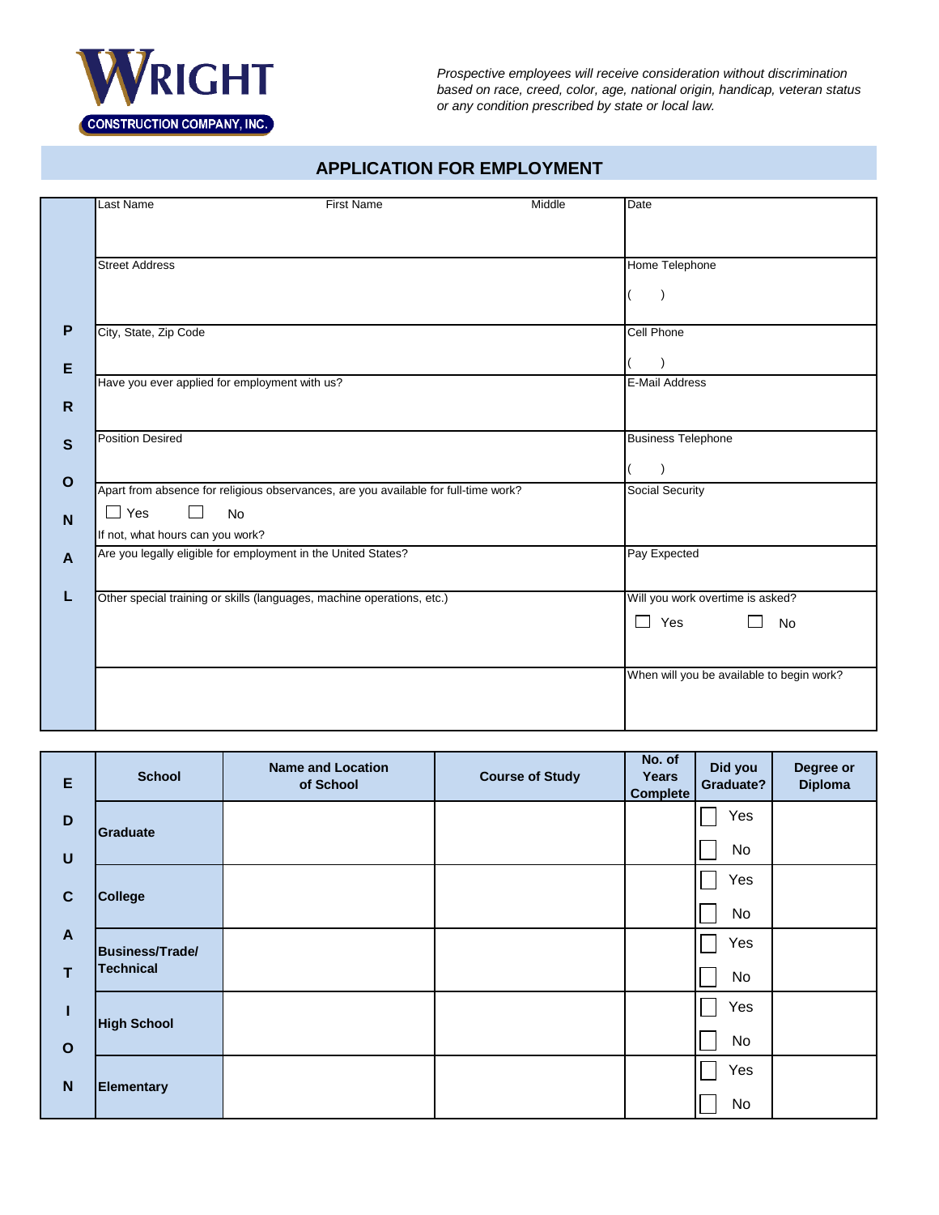**WRIGHT CONSTRUCTION COMPANY, INC.**

*Prospective employees will receive consideration without discrimination based on race, creed, color, age, national origin, handicap, veteran status or any condition prescribed by state or local law.*

## APPLICATION FOR EMPLOYMENT

### PERSONAL

| | |
|---|---|
| Last Name / First Name / Middle | Date |
| Street Address | Home Telephone ( ) |
| City, State, Zip Code | Cell Phone ( ) |
| Have you ever applied for employment with us? | E-Mail Address |
| Position Desired | Business Telephone ( ) |
| Apart from absence for religious observances, are you available for full-time work? ☐ Yes ☐ No<br>If not, what hours can you work? | Social Security |
| Are you legally eligible for employment in the United States? | Pay Expected |
| Other special training or skills (languages, machine operations, etc.) | Will you work overtime is asked? ☐ Yes ☐ No |
| | When will you be available to begin work? |

### EDUCATION

| School | Name and Location of School | Course of Study | No. of Years Complete | Did you Graduate? | Degree or Diploma |
|---|---|---|---|---|---|
| Graduate | | | | ☐ Yes ☐ No | |
| College | | | | ☐ Yes ☐ No | |
| Business/Trade/ Technical | | | | ☐ Yes ☐ No | |
| High School | | | | ☐ Yes ☐ No | |
| Elementary | | | | ☐ Yes ☐ No | |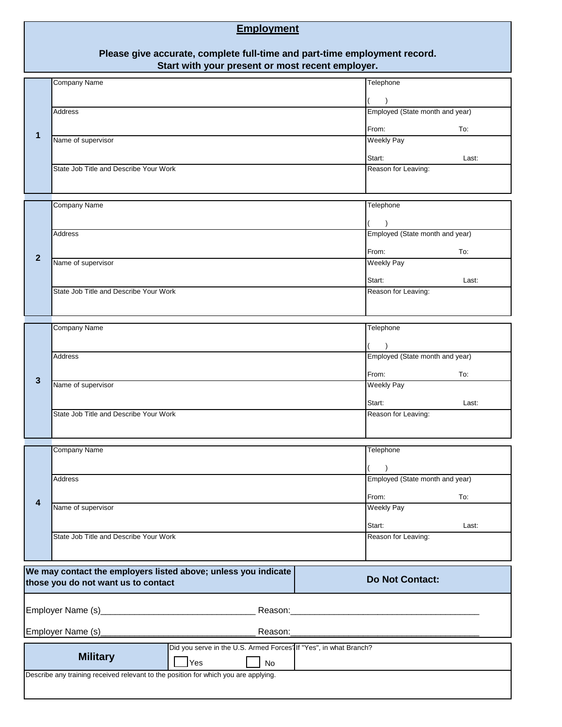## Employment

**Please give accurate, complete full-time and part-time employment record.**
**Start with your present or most recent employer.**

| | | |
|---|---|---|
| **1** | Company Name | Telephone<br>(    ) |
| | Address | Employed (State month and year)<br>From: To: |
| | Name of supervisor | Weekly Pay<br>Start: Last: |
| | State Job Title and Describe Your Work | Reason for Leaving: |

| | | |
|---|---|---|
| **2** | Company Name | Telephone<br>(    ) |
| | Address | Employed (State month and year)<br>From: To: |
| | Name of supervisor | Weekly Pay<br>Start: Last: |
| | State Job Title and Describe Your Work | Reason for Leaving: |

| | | |
|---|---|---|
| **3** | Company Name | Telephone<br>(    ) |
| | Address | Employed (State month and year)<br>From: To: |
| | Name of supervisor | Weekly Pay<br>Start: Last: |
| | State Job Title and Describe Your Work | Reason for Leaving: |

| | | |
|---|---|---|
| **4** | Company Name | Telephone<br>(    ) |
| | Address | Employed (State month and year)<br>From: To: |
| | Name of supervisor | Weekly Pay<br>Start: Last: |
| | State Job Title and Describe Your Work | Reason for Leaving: |

| **We may contact the employers listed above; unless you indicate those you do not want us to contact** | **Do Not Contact:** |
|---|---|

Employer Name (s)_______________________________ Reason:_______________________________________

Employer Name (s)_______________________________ Reason:_______________________________________

| **Military** | Did you serve in the U.S. Armed Forces?<br>☐ Yes ☐ No | If "Yes", in what Branch? |
|---|---|---|

Describe any training received relevant to the position for which you are applying.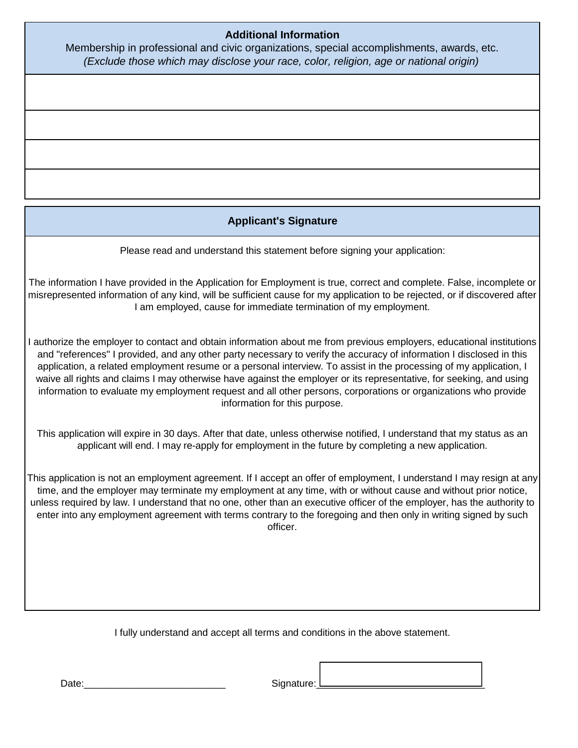## Additional Information

Membership in professional and civic organizations, special accomplishments, awards, etc.

*(Exclude those which may disclose your race, color, religion, age or national origin)*

| |
|---|
| |
| |
| |
| |

## Applicant's Signature

Please read and understand this statement before signing your application:

The information I have provided in the Application for Employment is true, correct and complete. False, incomplete or misrepresented information of any kind, will be sufficient cause for my application to be rejected, or if discovered after I am employed, cause for immediate termination of my employment.

I authorize the employer to contact and obtain information about me from previous employers, educational institutions and "references" I provided, and any other party necessary to verify the accuracy of information I disclosed in this application, a related employment resume or a personal interview. To assist in the processing of my application, I waive all rights and claims I may otherwise have against the employer or its representative, for seeking, and using information to evaluate my employment request and all other persons, corporations or organizations who provide information for this purpose.

This application will expire in 30 days. After that date, unless otherwise notified, I understand that my status as an applicant will end. I may re-apply for employment in the future by completing a new application.

This application is not an employment agreement. If I accept an offer of employment, I understand I may resign at any time, and the employer may terminate my employment at any time, with or without cause and without prior notice, unless required by law. I understand that no one, other than an executive officer of the employer, has the authority to enter into any employment agreement with terms contrary to the foregoing and then only in writing signed by such officer.

I fully understand and accept all terms and conditions in the above statement.

Date:__________________________ Signature:______________________________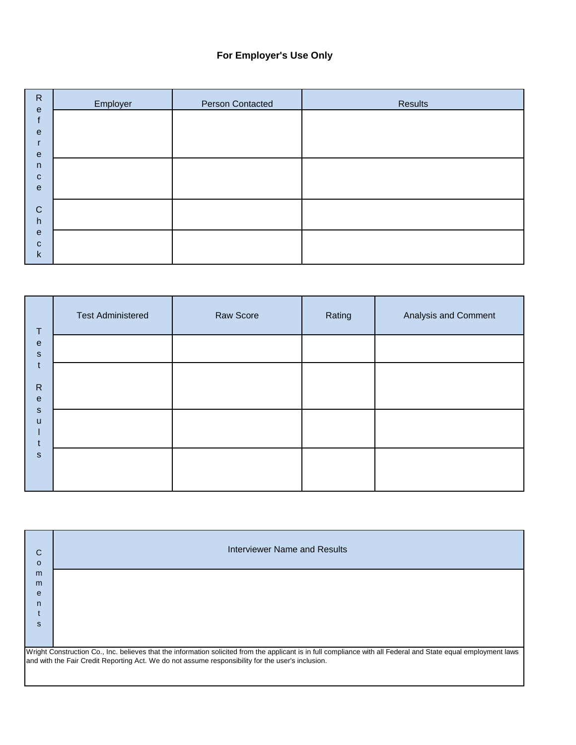**For Employer's Use Only**

| Reference Check | Employer | Person Contacted | Results |
|---|---|---|---|
| | | | |
| | | | |
| | | | |
| | | | |

| Test Results | Test Administered | Raw Score | Rating | Analysis and Comment |
|---|---|---|---|---|
| | | | | |
| | | | | |
| | | | | |
| | | | | |

| Comments | Interviewer Name and Results |
|---|---|
| | |

Wright Construction Co., Inc. believes that the information solicited from the applicant is in full compliance with all Federal and State equal employment laws and with the Fair Credit Reporting Act. We do not assume responsibility for the user's inclusion.